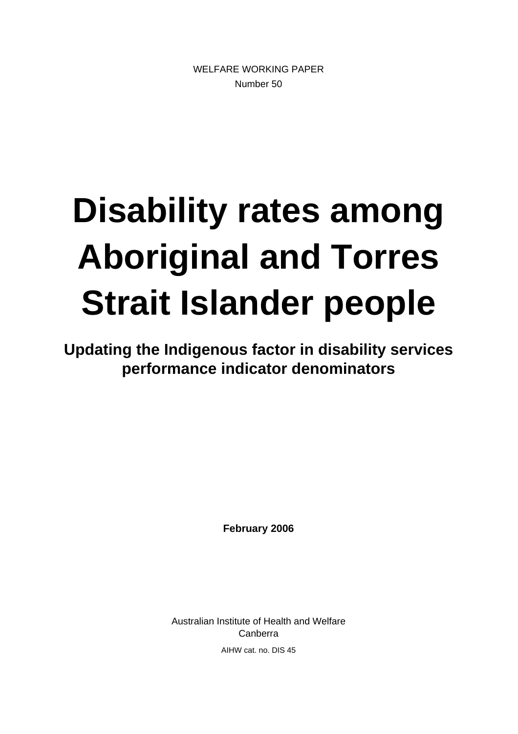WELFARE WORKING PAPER

Number 50

# Disability rates among Aboriginal and Torres Strait Islander people

## Updating the Indigenous factor in disability services performance indicator denominators

**February 2006**

Australian Institute of Health and Welfare

Canberra

AIHW cat. no. DIS 45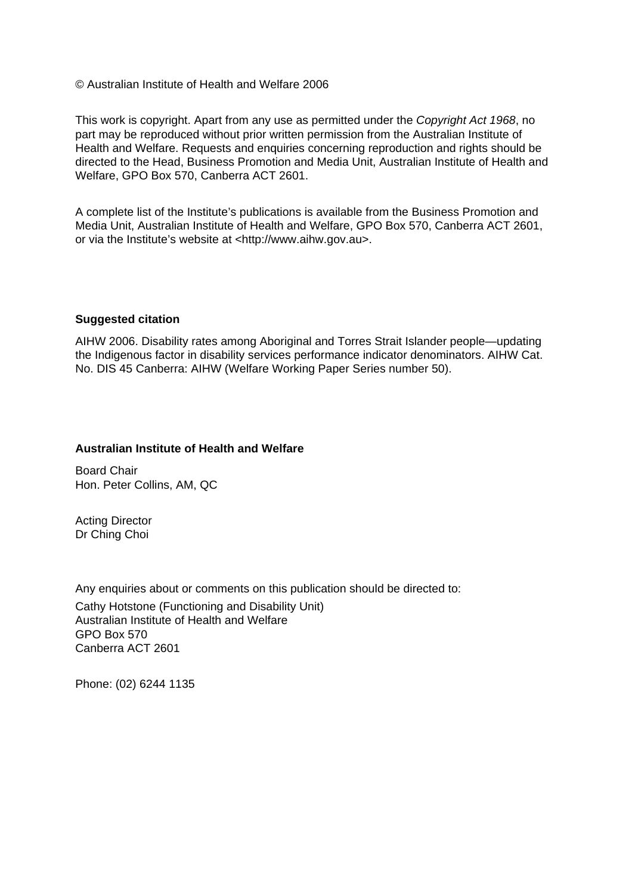© Australian Institute of Health and Welfare 2006

This work is copyright. Apart from any use as permitted under the *Copyright Act 1968*, no part may be reproduced without prior written permission from the Australian Institute of Health and Welfare. Requests and enquiries concerning reproduction and rights should be directed to the Head, Business Promotion and Media Unit, Australian Institute of Health and Welfare, GPO Box 570, Canberra ACT 2601.

A complete list of the Institute's publications is available from the Business Promotion and Media Unit, Australian Institute of Health and Welfare, GPO Box 570, Canberra ACT 2601, or via the Institute's website at <http://www.aihw.gov.au>.

**Suggested citation**

AIHW 2006. Disability rates among Aboriginal and Torres Strait Islander people—updating the Indigenous factor in disability services performance indicator denominators. AIHW Cat. No. DIS 45 Canberra: AIHW (Welfare Working Paper Series number 50).

**Australian Institute of Health and Welfare**

Board Chair
Hon. Peter Collins, AM, QC

Acting Director
Dr Ching Choi

Any enquiries about or comments on this publication should be directed to:

Cathy Hotstone (Functioning and Disability Unit)
Australian Institute of Health and Welfare
GPO Box 570
Canberra ACT 2601

Phone: (02) 6244 1135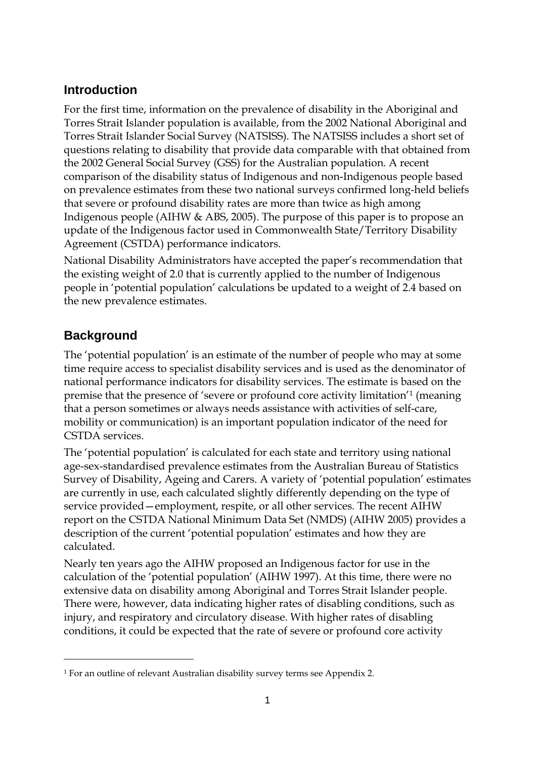## Introduction

For the first time, information on the prevalence of disability in the Aboriginal and Torres Strait Islander population is available, from the 2002 National Aboriginal and Torres Strait Islander Social Survey (NATSISS). The NATSISS includes a short set of questions relating to disability that provide data comparable with that obtained from the 2002 General Social Survey (GSS) for the Australian population. A recent comparison of the disability status of Indigenous and non-Indigenous people based on prevalence estimates from these two national surveys confirmed long-held beliefs that severe or profound disability rates are more than twice as high among Indigenous people (AIHW & ABS, 2005). The purpose of this paper is to propose an update of the Indigenous factor used in Commonwealth State/Territory Disability Agreement (CSTDA) performance indicators.

National Disability Administrators have accepted the paper's recommendation that the existing weight of 2.0 that is currently applied to the number of Indigenous people in 'potential population' calculations be updated to a weight of 2.4 based on the new prevalence estimates.

## Background

The 'potential population' is an estimate of the number of people who may at some time require access to specialist disability services and is used as the denominator of national performance indicators for disability services. The estimate is based on the premise that the presence of 'severe or profound core activity limitation'[1] (meaning that a person sometimes or always needs assistance with activities of self-care, mobility or communication) is an important population indicator of the need for CSTDA services.

The 'potential population' is calculated for each state and territory using national age-sex-standardised prevalence estimates from the Australian Bureau of Statistics Survey of Disability, Ageing and Carers. A variety of 'potential population' estimates are currently in use, each calculated slightly differently depending on the type of service provided—employment, respite, or all other services. The recent AIHW report on the CSTDA National Minimum Data Set (NMDS) (AIHW 2005) provides a description of the current 'potential population' estimates and how they are calculated.

Nearly ten years ago the AIHW proposed an Indigenous factor for use in the calculation of the 'potential population' (AIHW 1997). At this time, there were no extensive data on disability among Aboriginal and Torres Strait Islander people. There were, however, data indicating higher rates of disabling conditions, such as injury, and respiratory and circulatory disease. With higher rates of disabling conditions, it could be expected that the rate of severe or profound core activity

[1] For an outline of relevant Australian disability survey terms see Appendix 2.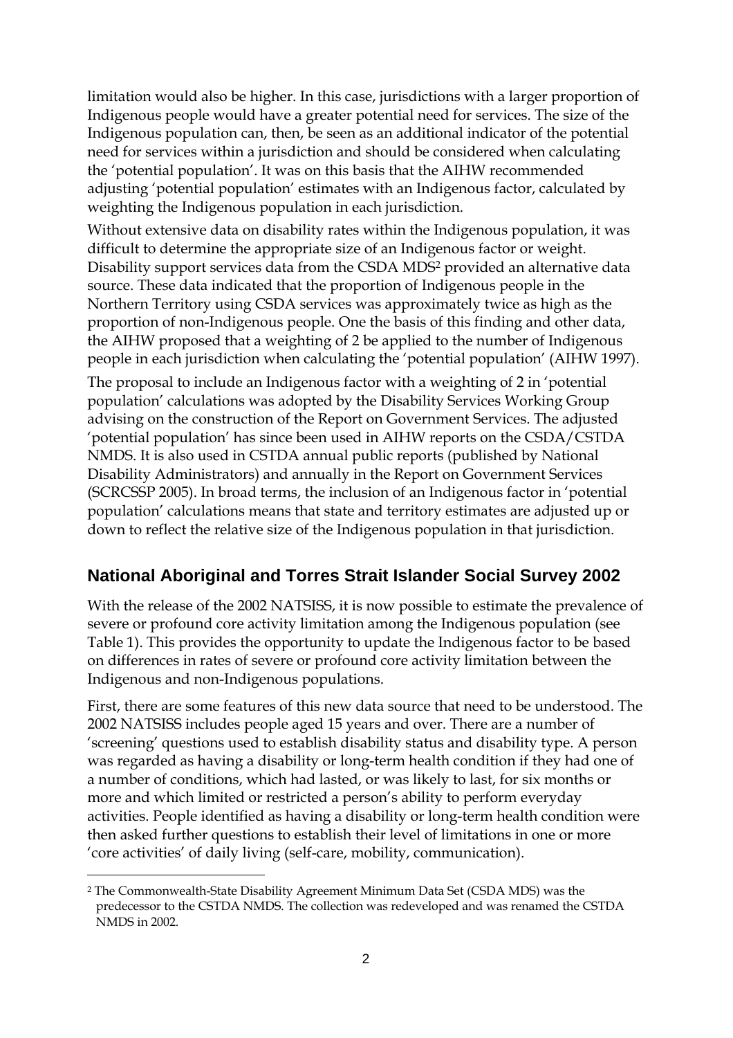limitation would also be higher. In this case, jurisdictions with a larger proportion of Indigenous people would have a greater potential need for services. The size of the Indigenous population can, then, be seen as an additional indicator of the potential need for services within a jurisdiction and should be considered when calculating the 'potential population'. It was on this basis that the AIHW recommended adjusting 'potential population' estimates with an Indigenous factor, calculated by weighting the Indigenous population in each jurisdiction.

Without extensive data on disability rates within the Indigenous population, it was difficult to determine the appropriate size of an Indigenous factor or weight. Disability support services data from the CSDA MDS[2] provided an alternative data source. These data indicated that the proportion of Indigenous people in the Northern Territory using CSDA services was approximately twice as high as the proportion of non-Indigenous people. One the basis of this finding and other data, the AIHW proposed that a weighting of 2 be applied to the number of Indigenous people in each jurisdiction when calculating the 'potential population' (AIHW 1997).

The proposal to include an Indigenous factor with a weighting of 2 in 'potential population' calculations was adopted by the Disability Services Working Group advising on the construction of the Report on Government Services. The adjusted 'potential population' has since been used in AIHW reports on the CSDA/CSTDA NMDS. It is also used in CSTDA annual public reports (published by National Disability Administrators) and annually in the Report on Government Services (SCRCSSP 2005). In broad terms, the inclusion of an Indigenous factor in 'potential population' calculations means that state and territory estimates are adjusted up or down to reflect the relative size of the Indigenous population in that jurisdiction.

## National Aboriginal and Torres Strait Islander Social Survey 2002

With the release of the 2002 NATSISS, it is now possible to estimate the prevalence of severe or profound core activity limitation among the Indigenous population (see Table 1). This provides the opportunity to update the Indigenous factor to be based on differences in rates of severe or profound core activity limitation between the Indigenous and non-Indigenous populations.

First, there are some features of this new data source that need to be understood. The 2002 NATSISS includes people aged 15 years and over. There are a number of 'screening' questions used to establish disability status and disability type. A person was regarded as having a disability or long-term health condition if they had one of a number of conditions, which had lasted, or was likely to last, for six months or more and which limited or restricted a person's ability to perform everyday activities. People identified as having a disability or long-term health condition were then asked further questions to establish their level of limitations in one or more 'core activities' of daily living (self-care, mobility, communication).

[2] The Commonwealth-State Disability Agreement Minimum Data Set (CSDA MDS) was the predecessor to the CSTDA NMDS. The collection was redeveloped and was renamed the CSTDA NMDS in 2002.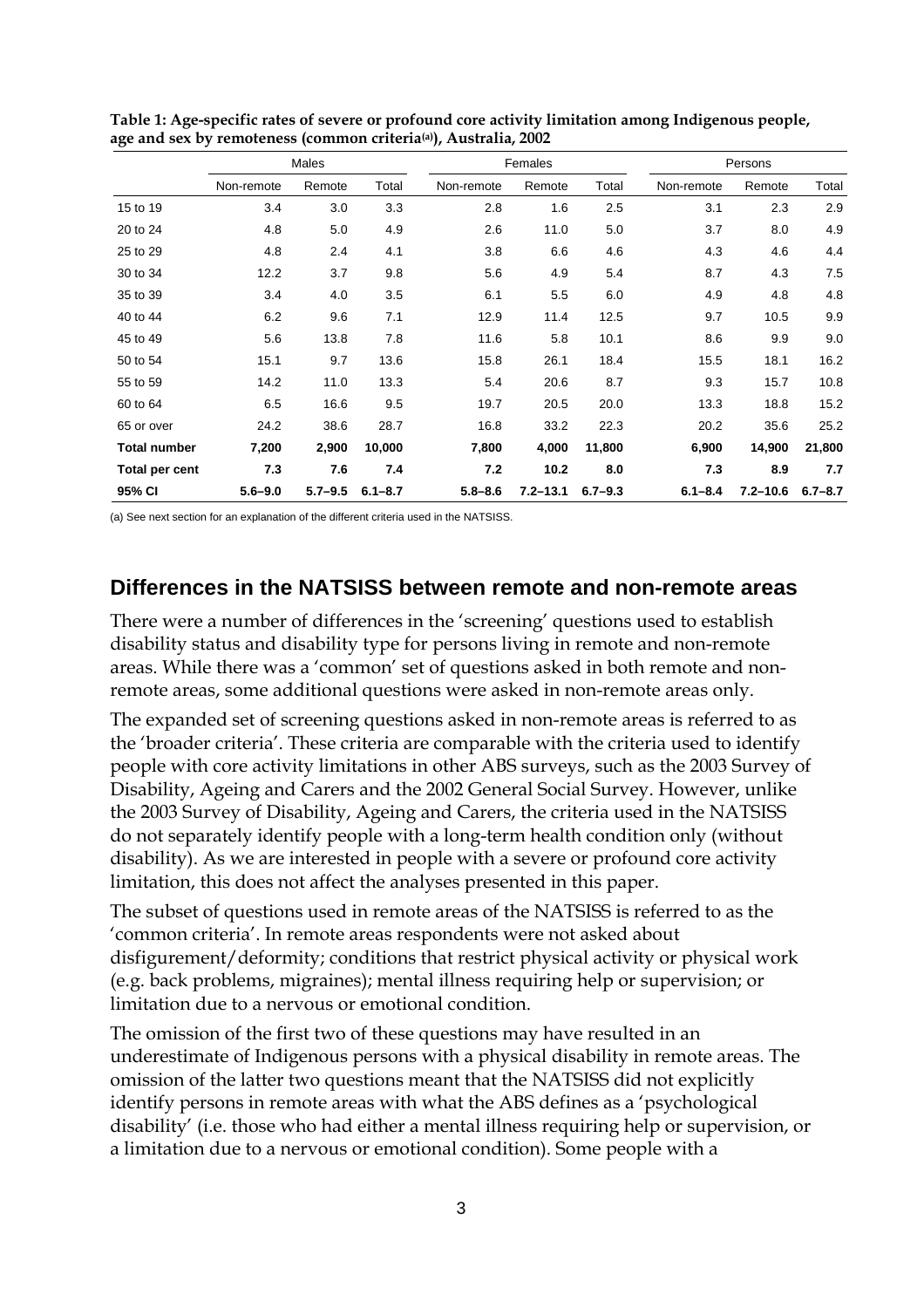**Table 1: Age-specific rates of severe or profound core activity limitation among Indigenous people, age and sex by remoteness (common criteria[(a)]), Australia, 2002**

| | Males | | | Females | | | Persons | | |
|---|---|---|---|---|---|---|---|---|---|
| | Non-remote | Remote | Total | Non-remote | Remote | Total | Non-remote | Remote | Total |
| 15 to 19 | 3.4 | 3.0 | 3.3 | 2.8 | 1.6 | 2.5 | 3.1 | 2.3 | 2.9 |
| 20 to 24 | 4.8 | 5.0 | 4.9 | 2.6 | 11.0 | 5.0 | 3.7 | 8.0 | 4.9 |
| 25 to 29 | 4.8 | 2.4 | 4.1 | 3.8 | 6.6 | 4.6 | 4.3 | 4.6 | 4.4 |
| 30 to 34 | 12.2 | 3.7 | 9.8 | 5.6 | 4.9 | 5.4 | 8.7 | 4.3 | 7.5 |
| 35 to 39 | 3.4 | 4.0 | 3.5 | 6.1 | 5.5 | 6.0 | 4.9 | 4.8 | 4.8 |
| 40 to 44 | 6.2 | 9.6 | 7.1 | 12.9 | 11.4 | 12.5 | 9.7 | 10.5 | 9.9 |
| 45 to 49 | 5.6 | 13.8 | 7.8 | 11.6 | 5.8 | 10.1 | 8.6 | 9.9 | 9.0 |
| 50 to 54 | 15.1 | 9.7 | 13.6 | 15.8 | 26.1 | 18.4 | 15.5 | 18.1 | 16.2 |
| 55 to 59 | 14.2 | 11.0 | 13.3 | 5.4 | 20.6 | 8.7 | 9.3 | 15.7 | 10.8 |
| 60 to 64 | 6.5 | 16.6 | 9.5 | 19.7 | 20.5 | 20.0 | 13.3 | 18.8 | 15.2 |
| 65 or over | 24.2 | 38.6 | 28.7 | 16.8 | 33.2 | 22.3 | 20.2 | 35.6 | 25.2 |
| **Total number** | **7,200** | **2,900** | **10,000** | **7,800** | **4,000** | **11,800** | **6,900** | **14,900** | **21,800** |
| **Total per cent** | **7.3** | **7.6** | **7.4** | **7.2** | **10.2** | **8.0** | **7.3** | **8.9** | **7.7** |
| **95% CI** | **5.6–9.0** | **5.7–9.5** | **6.1–8.7** | **5.8–8.6** | **7.2–13.1** | **6.7–9.3** | **6.1–8.4** | **7.2–10.6** | **6.7–8.7** |

(a) See next section for an explanation of the different criteria used in the NATSISS.

## Differences in the NATSISS between remote and non-remote areas

There were a number of differences in the 'screening' questions used to establish disability status and disability type for persons living in remote and non-remote areas. While there was a 'common' set of questions asked in both remote and non-remote areas, some additional questions were asked in non-remote areas only.

The expanded set of screening questions asked in non-remote areas is referred to as the 'broader criteria'. These criteria are comparable with the criteria used to identify people with core activity limitations in other ABS surveys, such as the 2003 Survey of Disability, Ageing and Carers and the 2002 General Social Survey. However, unlike the 2003 Survey of Disability, Ageing and Carers, the criteria used in the NATSISS do not separately identify people with a long-term health condition only (without disability). As we are interested in people with a severe or profound core activity limitation, this does not affect the analyses presented in this paper.

The subset of questions used in remote areas of the NATSISS is referred to as the 'common criteria'. In remote areas respondents were not asked about disfigurement/deformity; conditions that restrict physical activity or physical work (e.g. back problems, migraines); mental illness requiring help or supervision; or limitation due to a nervous or emotional condition.

The omission of the first two of these questions may have resulted in an underestimate of Indigenous persons with a physical disability in remote areas. The omission of the latter two questions meant that the NATSISS did not explicitly identify persons in remote areas with what the ABS defines as a 'psychological disability' (i.e. those who had either a mental illness requiring help or supervision, or a limitation due to a nervous or emotional condition). Some people with a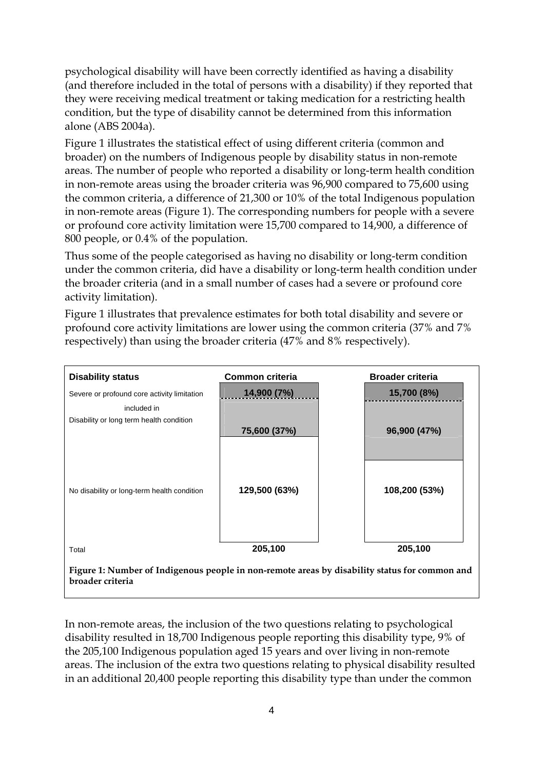psychological disability will have been correctly identified as having a disability (and therefore included in the total of persons with a disability) if they reported that they were receiving medical treatment or taking medication for a restricting health condition, but the type of disability cannot be determined from this information alone (ABS 2004a).

Figure 1 illustrates the statistical effect of using different criteria (common and broader) on the numbers of Indigenous people by disability status in non-remote areas. The number of people who reported a disability or long-term health condition in non-remote areas using the broader criteria was 96,900 compared to 75,600 using the common criteria, a difference of 21,300 or 10% of the total Indigenous population in non-remote areas (Figure 1). The corresponding numbers for people with a severe or profound core activity limitation were 15,700 compared to 14,900, a difference of 800 people, or 0.4% of the population.

Thus some of the people categorised as having no disability or long-term condition under the common criteria, did have a disability or long-term health condition under the broader criteria (and in a small number of cases had a severe or profound core activity limitation).

Figure 1 illustrates that prevalence estimates for both total disability and severe or profound core activity limitations are lower using the common criteria (37% and 7% respectively) than using the broader criteria (47% and 8% respectively).

| Disability status | Common criteria | Broader criteria |
|---|---|---|
| Severe or profound core activity limitation | 14,900 (7%) | 15,700 (8%) |
| included in | | |
| Disability or long term health condition | 75,600 (37%) | 96,900 (47%) |
| No disability or long-term health condition | 129,500 (63%) | 108,200 (53%) |
| Total | 205,100 | 205,100 |

**Figure 1: Number of Indigenous people in non-remote areas by disability status for common and broader criteria**

In non-remote areas, the inclusion of the two questions relating to psychological disability resulted in 18,700 Indigenous people reporting this disability type, 9% of the 205,100 Indigenous population aged 15 years and over living in non-remote areas. The inclusion of the extra two questions relating to physical disability resulted in an additional 20,400 people reporting this disability type than under the common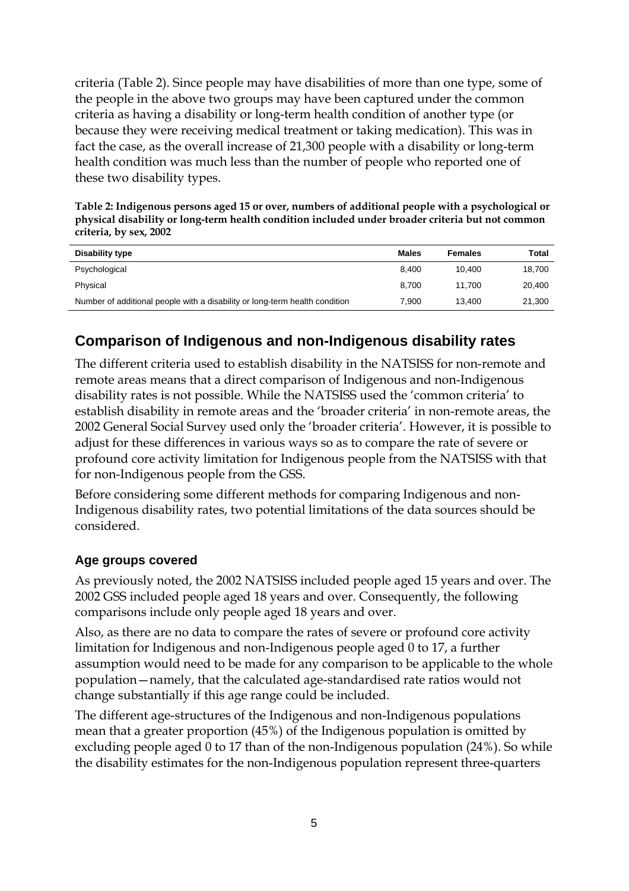criteria (Table 2). Since people may have disabilities of more than one type, some of the people in the above two groups may have been captured under the common criteria as having a disability or long-term health condition of another type (or because they were receiving medical treatment or taking medication). This was in fact the case, as the overall increase of 21,300 people with a disability or long-term health condition was much less than the number of people who reported one of these two disability types.

**Table 2: Indigenous persons aged 15 or over, numbers of additional people with a psychological or physical disability or long-term health condition included under broader criteria but not common criteria, by sex, 2002**

| Disability type | Males | Females | Total |
|---|---|---|---|
| Psychological | 8,400 | 10,400 | 18,700 |
| Physical | 8,700 | 11,700 | 20,400 |
| Number of additional people with a disability or long-term health condition | 7,900 | 13,400 | 21,300 |

## Comparison of Indigenous and non-Indigenous disability rates

The different criteria used to establish disability in the NATSISS for non-remote and remote areas means that a direct comparison of Indigenous and non-Indigenous disability rates is not possible. While the NATSISS used the 'common criteria' to establish disability in remote areas and the 'broader criteria' in non-remote areas, the 2002 General Social Survey used only the 'broader criteria'. However, it is possible to adjust for these differences in various ways so as to compare the rate of severe or profound core activity limitation for Indigenous people from the NATSISS with that for non-Indigenous people from the GSS.

Before considering some different methods for comparing Indigenous and non-Indigenous disability rates, two potential limitations of the data sources should be considered.

### Age groups covered

As previously noted, the 2002 NATSISS included people aged 15 years and over. The 2002 GSS included people aged 18 years and over. Consequently, the following comparisons include only people aged 18 years and over.

Also, as there are no data to compare the rates of severe or profound core activity limitation for Indigenous and non-Indigenous people aged 0 to 17, a further assumption would need to be made for any comparison to be applicable to the whole population—namely, that the calculated age-standardised rate ratios would not change substantially if this age range could be included.

The different age-structures of the Indigenous and non-Indigenous populations mean that a greater proportion (45%) of the Indigenous population is omitted by excluding people aged 0 to 17 than of the non-Indigenous population (24%). So while the disability estimates for the non-Indigenous population represent three-quarters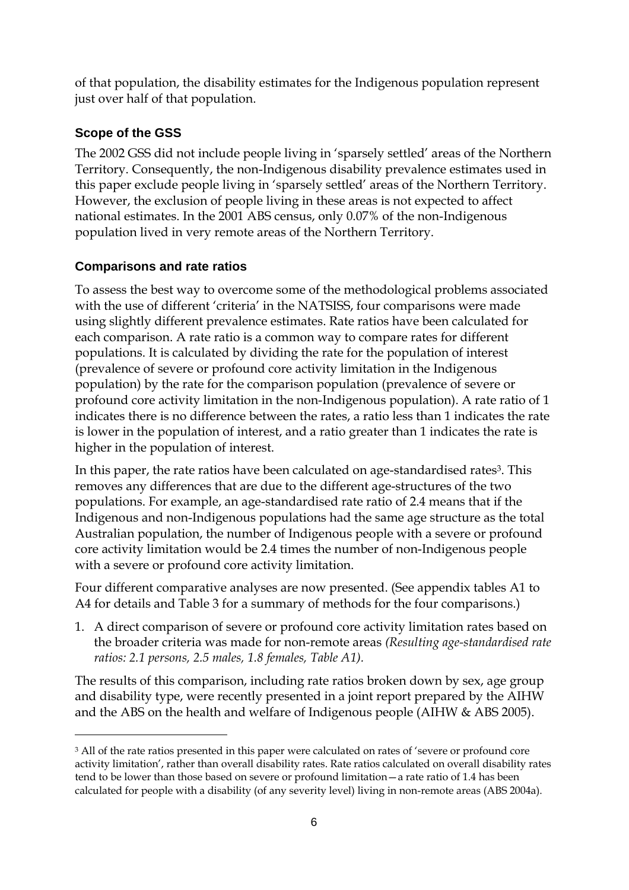of that population, the disability estimates for the Indigenous population represent just over half of that population.

### Scope of the GSS

The 2002 GSS did not include people living in 'sparsely settled' areas of the Northern Territory. Consequently, the non-Indigenous disability prevalence estimates used in this paper exclude people living in 'sparsely settled' areas of the Northern Territory. However, the exclusion of people living in these areas is not expected to affect national estimates. In the 2001 ABS census, only 0.07% of the non-Indigenous population lived in very remote areas of the Northern Territory.

### Comparisons and rate ratios

To assess the best way to overcome some of the methodological problems associated with the use of different 'criteria' in the NATSISS, four comparisons were made using slightly different prevalence estimates. Rate ratios have been calculated for each comparison. A rate ratio is a common way to compare rates for different populations. It is calculated by dividing the rate for the population of interest (prevalence of severe or profound core activity limitation in the Indigenous population) by the rate for the comparison population (prevalence of severe or profound core activity limitation in the non-Indigenous population). A rate ratio of 1 indicates there is no difference between the rates, a ratio less than 1 indicates the rate is lower in the population of interest, and a ratio greater than 1 indicates the rate is higher in the population of interest.

In this paper, the rate ratios have been calculated on age-standardised rates[3]. This removes any differences that are due to the different age-structures of the two populations. For example, an age-standardised rate ratio of 2.4 means that if the Indigenous and non-Indigenous populations had the same age structure as the total Australian population, the number of Indigenous people with a severe or profound core activity limitation would be 2.4 times the number of non-Indigenous people with a severe or profound core activity limitation.

Four different comparative analyses are now presented. (See appendix tables A1 to A4 for details and Table 3 for a summary of methods for the four comparisons.)

1. A direct comparison of severe or profound core activity limitation rates based on the broader criteria was made for non-remote areas *(Resulting age-standardised rate ratios: 2.1 persons, 2.5 males, 1.8 females, Table A1).*

The results of this comparison, including rate ratios broken down by sex, age group and disability type, were recently presented in a joint report prepared by the AIHW and the ABS on the health and welfare of Indigenous people (AIHW & ABS 2005).

---

[3] All of the rate ratios presented in this paper were calculated on rates of 'severe or profound core activity limitation', rather than overall disability rates. Rate ratios calculated on overall disability rates tend to be lower than those based on severe or profound limitation—a rate ratio of 1.4 has been calculated for people with a disability (of any severity level) living in non-remote areas (ABS 2004a).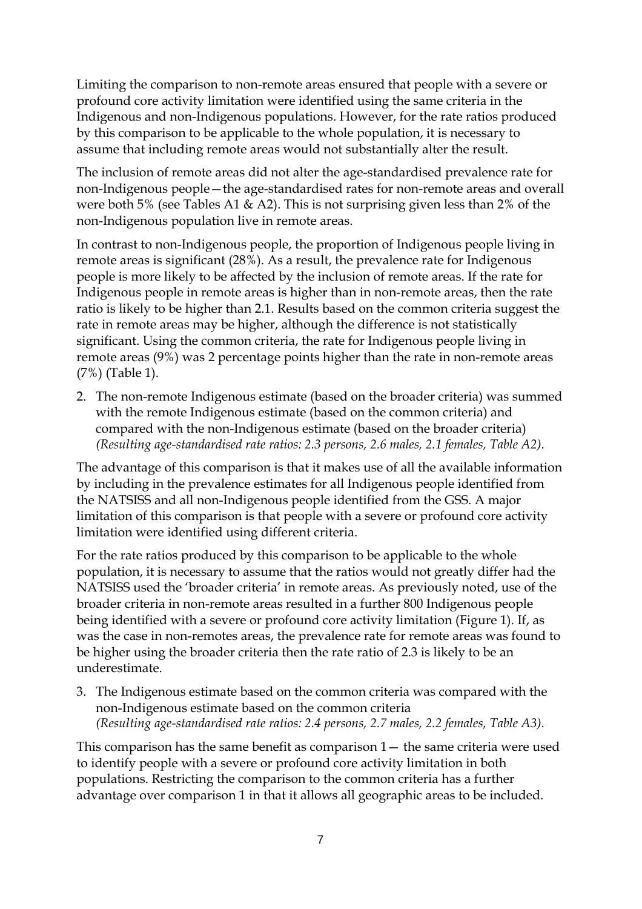Limiting the comparison to non-remote areas ensured that people with a severe or profound core activity limitation were identified using the same criteria in the Indigenous and non-Indigenous populations. However, for the rate ratios produced by this comparison to be applicable to the whole population, it is necessary to assume that including remote areas would not substantially alter the result.

The inclusion of remote areas did not alter the age-standardised prevalence rate for non-Indigenous people—the age-standardised rates for non-remote areas and overall were both 5% (see Tables A1 & A2). This is not surprising given less than 2% of the non-Indigenous population live in remote areas.

In contrast to non-Indigenous people, the proportion of Indigenous people living in remote areas is significant (28%). As a result, the prevalence rate for Indigenous people is more likely to be affected by the inclusion of remote areas. If the rate for Indigenous people in remote areas is higher than in non-remote areas, then the rate ratio is likely to be higher than 2.1. Results based on the common criteria suggest the rate in remote areas may be higher, although the difference is not statistically significant. Using the common criteria, the rate for Indigenous people living in remote areas (9%) was 2 percentage points higher than the rate in non-remote areas (7%) (Table 1).

2. The non-remote Indigenous estimate (based on the broader criteria) was summed with the remote Indigenous estimate (based on the common criteria) and compared with the non-Indigenous estimate (based on the broader criteria) *(Resulting age-standardised rate ratios: 2.3 persons, 2.6 males, 2.1 females, Table A2).*

The advantage of this comparison is that it makes use of all the available information by including in the prevalence estimates for all Indigenous people identified from the NATSISS and all non-Indigenous people identified from the GSS. A major limitation of this comparison is that people with a severe or profound core activity limitation were identified using different criteria.

For the rate ratios produced by this comparison to be applicable to the whole population, it is necessary to assume that the ratios would not greatly differ had the NATSISS used the 'broader criteria' in remote areas. As previously noted, use of the broader criteria in non-remote areas resulted in a further 800 Indigenous people being identified with a severe or profound core activity limitation (Figure 1). If, as was the case in non-remotes areas, the prevalence rate for remote areas was found to be higher using the broader criteria then the rate ratio of 2.3 is likely to be an underestimate.

3. The Indigenous estimate based on the common criteria was compared with the non-Indigenous estimate based on the common criteria *(Resulting age-standardised rate ratios: 2.4 persons, 2.7 males, 2.2 females, Table A3).*

This comparison has the same benefit as comparison 1— the same criteria were used to identify people with a severe or profound core activity limitation in both populations. Restricting the comparison to the common criteria has a further advantage over comparison 1 in that it allows all geographic areas to be included.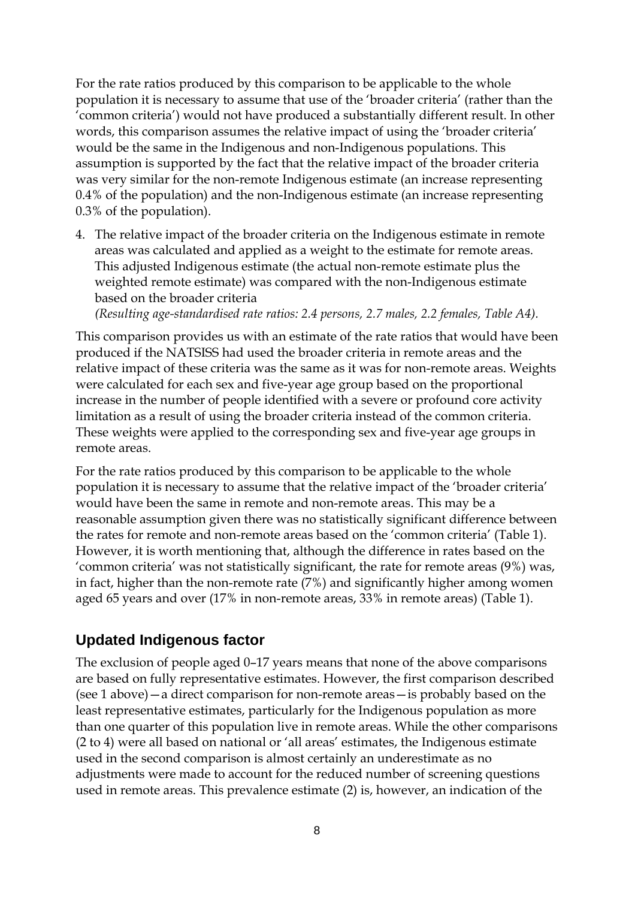For the rate ratios produced by this comparison to be applicable to the whole population it is necessary to assume that use of the 'broader criteria' (rather than the 'common criteria') would not have produced a substantially different result. In other words, this comparison assumes the relative impact of using the 'broader criteria' would be the same in the Indigenous and non-Indigenous populations. This assumption is supported by the fact that the relative impact of the broader criteria was very similar for the non-remote Indigenous estimate (an increase representing 0.4% of the population) and the non-Indigenous estimate (an increase representing 0.3% of the population).

4. The relative impact of the broader criteria on the Indigenous estimate in remote areas was calculated and applied as a weight to the estimate for remote areas. This adjusted Indigenous estimate (the actual non-remote estimate plus the weighted remote estimate) was compared with the non-Indigenous estimate based on the broader criteria
   *(Resulting age-standardised rate ratios: 2.4 persons, 2.7 males, 2.2 females, Table A4).*

This comparison provides us with an estimate of the rate ratios that would have been produced if the NATSISS had used the broader criteria in remote areas and the relative impact of these criteria was the same as it was for non-remote areas. Weights were calculated for each sex and five-year age group based on the proportional increase in the number of people identified with a severe or profound core activity limitation as a result of using the broader criteria instead of the common criteria. These weights were applied to the corresponding sex and five-year age groups in remote areas.

For the rate ratios produced by this comparison to be applicable to the whole population it is necessary to assume that the relative impact of the 'broader criteria' would have been the same in remote and non-remote areas. This may be a reasonable assumption given there was no statistically significant difference between the rates for remote and non-remote areas based on the 'common criteria' (Table 1). However, it is worth mentioning that, although the difference in rates based on the 'common criteria' was not statistically significant, the rate for remote areas (9%) was, in fact, higher than the non-remote rate (7%) and significantly higher among women aged 65 years and over (17% in non-remote areas, 33% in remote areas) (Table 1).

## Updated Indigenous factor

The exclusion of people aged 0–17 years means that none of the above comparisons are based on fully representative estimates. However, the first comparison described (see 1 above)—a direct comparison for non-remote areas—is probably based on the least representative estimates, particularly for the Indigenous population as more than one quarter of this population live in remote areas. While the other comparisons (2 to 4) were all based on national or 'all areas' estimates, the Indigenous estimate used in the second comparison is almost certainly an underestimate as no adjustments were made to account for the reduced number of screening questions used in remote areas. This prevalence estimate (2) is, however, an indication of the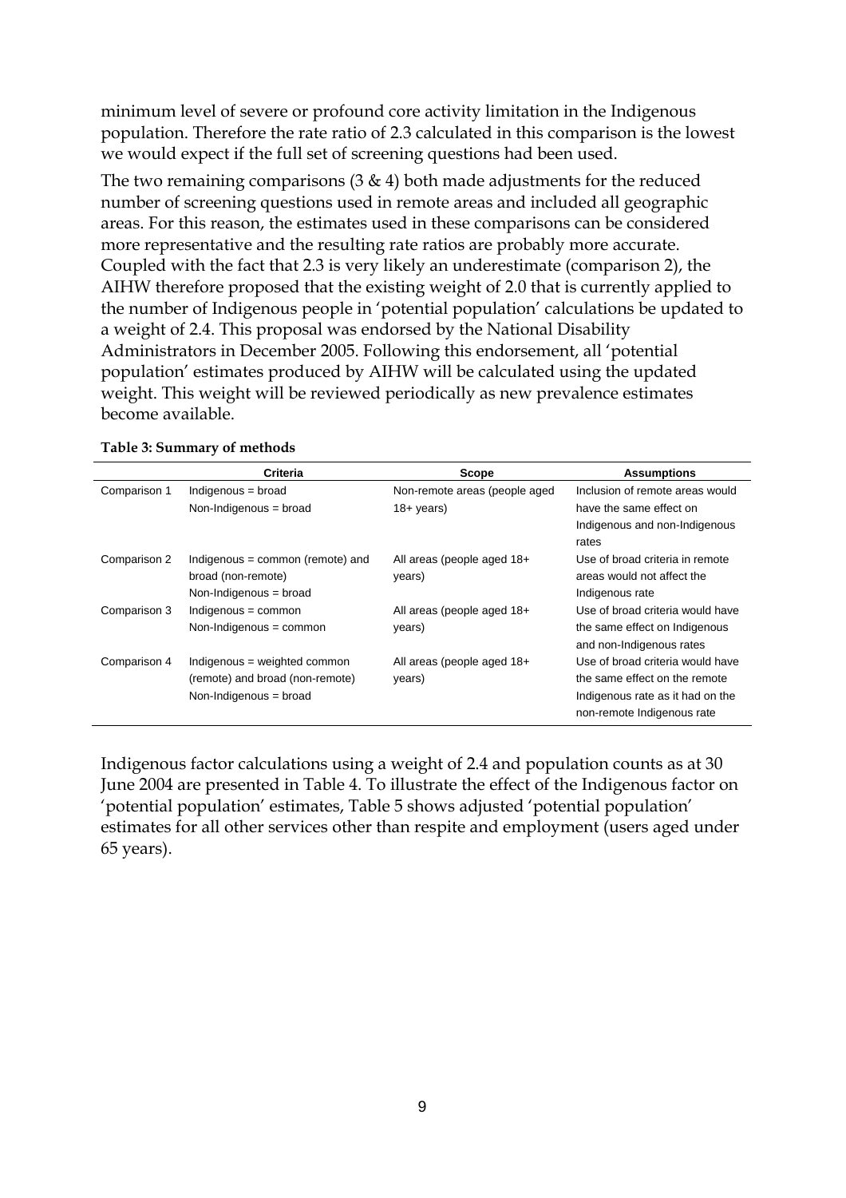minimum level of severe or profound core activity limitation in the Indigenous population. Therefore the rate ratio of 2.3 calculated in this comparison is the lowest we would expect if the full set of screening questions had been used.

The two remaining comparisons (3 & 4) both made adjustments for the reduced number of screening questions used in remote areas and included all geographic areas. For this reason, the estimates used in these comparisons can be considered more representative and the resulting rate ratios are probably more accurate. Coupled with the fact that 2.3 is very likely an underestimate (comparison 2), the AIHW therefore proposed that the existing weight of 2.0 that is currently applied to the number of Indigenous people in 'potential population' calculations be updated to a weight of 2.4. This proposal was endorsed by the National Disability Administrators in December 2005. Following this endorsement, all 'potential population' estimates produced by AIHW will be calculated using the updated weight. This weight will be reviewed periodically as new prevalence estimates become available.

**Table 3: Summary of methods**

| | Criteria | Scope | Assumptions |
|---|---|---|---|
| Comparison 1 | Indigenous = broad<br>Non-Indigenous = broad | Non-remote areas (people aged 18+ years) | Inclusion of remote areas would have the same effect on Indigenous and non-Indigenous rates |
| Comparison 2 | Indigenous = common (remote) and broad (non-remote)<br>Non-Indigenous = broad | All areas (people aged 18+ years) | Use of broad criteria in remote areas would not affect the Indigenous rate |
| Comparison 3 | Indigenous = common<br>Non-Indigenous = common | All areas (people aged 18+ years) | Use of broad criteria would have the same effect on Indigenous and non-Indigenous rates |
| Comparison 4 | Indigenous = weighted common (remote) and broad (non-remote)<br>Non-Indigenous = broad | All areas (people aged 18+ years) | Use of broad criteria would have the same effect on the remote Indigenous rate as it had on the non-remote Indigenous rate |

Indigenous factor calculations using a weight of 2.4 and population counts as at 30 June 2004 are presented in Table 4. To illustrate the effect of the Indigenous factor on 'potential population' estimates, Table 5 shows adjusted 'potential population' estimates for all other services other than respite and employment (users aged under 65 years).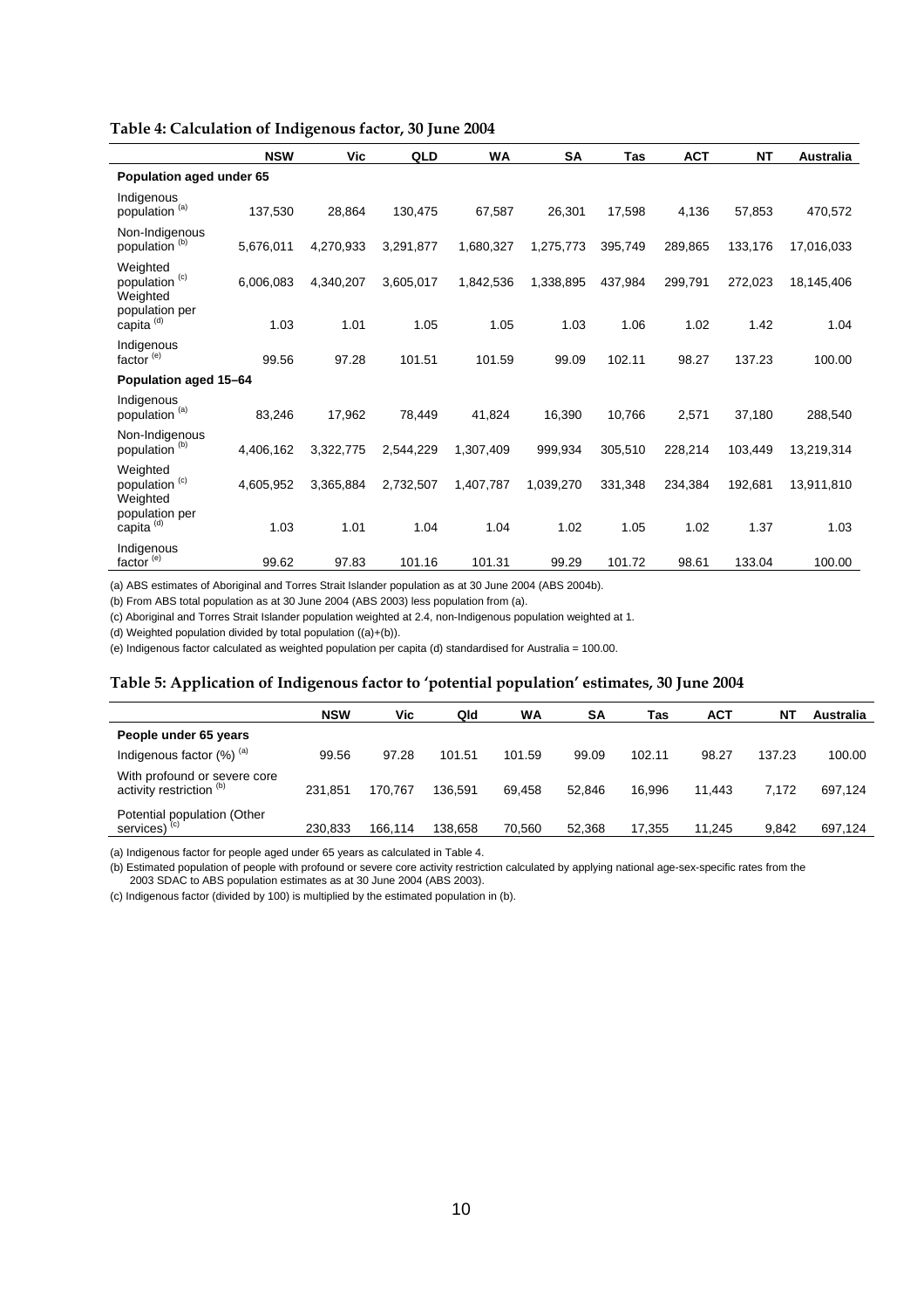**Table 4: Calculation of Indigenous factor, 30 June 2004**

| | NSW | Vic | QLD | WA | SA | Tas | ACT | NT | Australia |
|---|---|---|---|---|---|---|---|---|---|
| **Population aged under 65** | | | | | | | | | |
| Indigenous population [(a)] | 137,530 | 28,864 | 130,475 | 67,587 | 26,301 | 17,598 | 4,136 | 57,853 | 470,572 |
| Non-Indigenous population [(b)] | 5,676,011 | 4,270,933 | 3,291,877 | 1,680,327 | 1,275,773 | 395,749 | 289,865 | 133,176 | 17,016,033 |
| Weighted population [(c)] | 6,006,083 | 4,340,207 | 3,605,017 | 1,842,536 | 1,338,895 | 437,984 | 299,791 | 272,023 | 18,145,406 |
| Weighted population per capita [(d)] | 1.03 | 1.01 | 1.05 | 1.05 | 1.03 | 1.06 | 1.02 | 1.42 | 1.04 |
| Indigenous factor [(e)] | 99.56 | 97.28 | 101.51 | 101.59 | 99.09 | 102.11 | 98.27 | 137.23 | 100.00 |
| **Population aged 15–64** | | | | | | | | | |
| Indigenous population [(a)] | 83,246 | 17,962 | 78,449 | 41,824 | 16,390 | 10,766 | 2,571 | 37,180 | 288,540 |
| Non-Indigenous population [(b)] | 4,406,162 | 3,322,775 | 2,544,229 | 1,307,409 | 999,934 | 305,510 | 228,214 | 103,449 | 13,219,314 |
| Weighted population [(c)] | 4,605,952 | 3,365,884 | 2,732,507 | 1,407,787 | 1,039,270 | 331,348 | 234,384 | 192,681 | 13,911,810 |
| Weighted population per capita [(d)] | 1.03 | 1.01 | 1.04 | 1.04 | 1.02 | 1.05 | 1.02 | 1.37 | 1.03 |
| Indigenous factor [(e)] | 99.62 | 97.83 | 101.16 | 101.31 | 99.29 | 101.72 | 98.61 | 133.04 | 100.00 |

(a) ABS estimates of Aboriginal and Torres Strait Islander population as at 30 June 2004 (ABS 2004b).

(b) From ABS total population as at 30 June 2004 (ABS 2003) less population from (a).

(c) Aboriginal and Torres Strait Islander population weighted at 2.4, non-Indigenous population weighted at 1.

(d) Weighted population divided by total population ((a)+(b)).

(e) Indigenous factor calculated as weighted population per capita (d) standardised for Australia = 100.00.

**Table 5: Application of Indigenous factor to 'potential population' estimates, 30 June 2004**

| | NSW | Vic | Qld | WA | SA | Tas | ACT | NT | Australia |
|---|---|---|---|---|---|---|---|---|---|
| **People under 65 years** | | | | | | | | | |
| Indigenous factor (%) [(a)] | 99.56 | 97.28 | 101.51 | 101.59 | 99.09 | 102.11 | 98.27 | 137.23 | 100.00 |
| With profound or severe core activity restriction [(b)] | 231,851 | 170,767 | 136,591 | 69,458 | 52,846 | 16,996 | 11,443 | 7,172 | 697,124 |
| Potential population (Other services) [(c)] | 230,833 | 166,114 | 138,658 | 70,560 | 52,368 | 17,355 | 11,245 | 9,842 | 697,124 |

(a) Indigenous factor for people aged under 65 years as calculated in Table 4.

(b) Estimated population of people with profound or severe core activity restriction calculated by applying national age-sex-specific rates from the 2003 SDAC to ABS population estimates as at 30 June 2004 (ABS 2003).

(c) Indigenous factor (divided by 100) is multiplied by the estimated population in (b).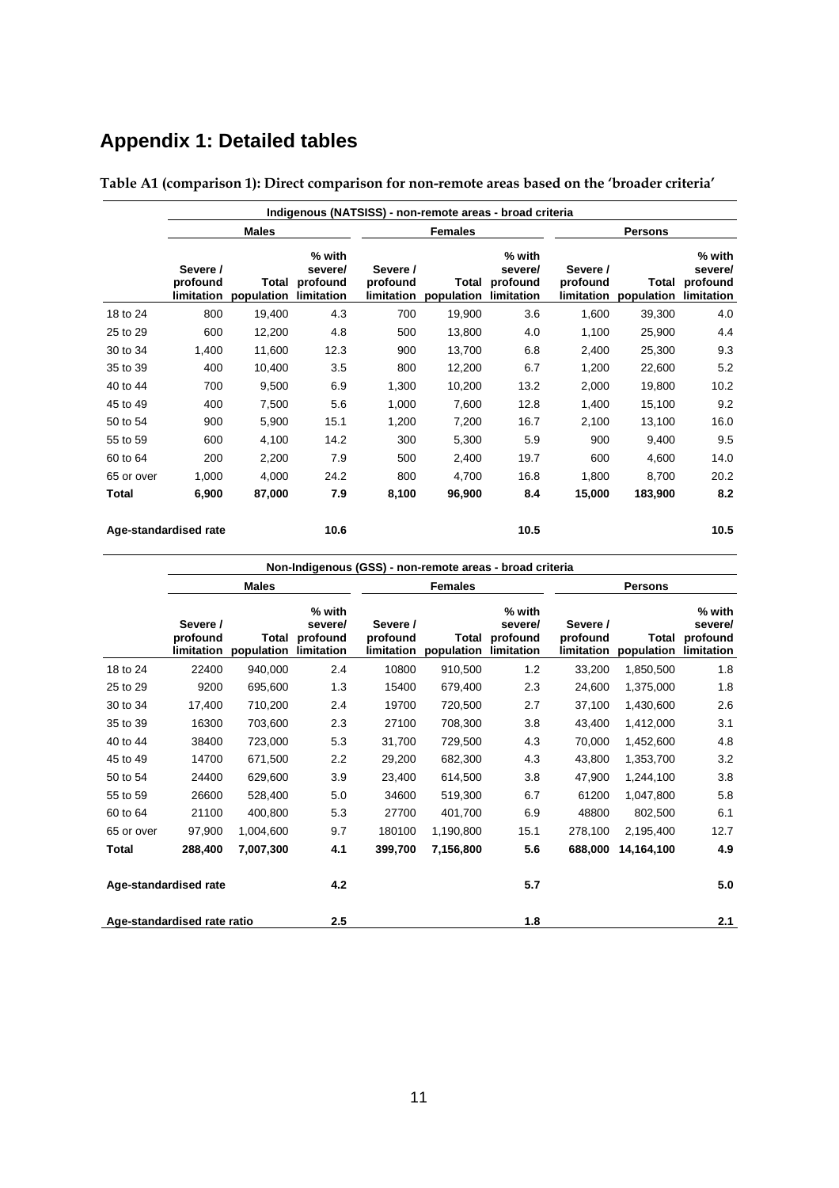# Appendix 1: Detailed tables

**Table A1 (comparison 1): Direct comparison for non-remote areas based on the 'broader criteria'**

| | Indigenous (NATSISS) - non-remote areas - broad criteria | | | | | | | | |
|---|---|---|---|---|---|---|---|---|---|
| | Males | | | Females | | | Persons | | |
| | Severe / profound limitation | Total population | % with severe/ profound limitation | Severe / profound limitation | Total population | % with severe/ profound limitation | Severe / profound limitation | Total population | % with severe/ profound limitation |
| 18 to 24 | 800 | 19,400 | 4.3 | 700 | 19,900 | 3.6 | 1,600 | 39,300 | 4.0 |
| 25 to 29 | 600 | 12,200 | 4.8 | 500 | 13,800 | 4.0 | 1,100 | 25,900 | 4.4 |
| 30 to 34 | 1,400 | 11,600 | 12.3 | 900 | 13,700 | 6.8 | 2,400 | 25,300 | 9.3 |
| 35 to 39 | 400 | 10,400 | 3.5 | 800 | 12,200 | 6.7 | 1,200 | 22,600 | 5.2 |
| 40 to 44 | 700 | 9,500 | 6.9 | 1,300 | 10,200 | 13.2 | 2,000 | 19,800 | 10.2 |
| 45 to 49 | 400 | 7,500 | 5.6 | 1,000 | 7,600 | 12.8 | 1,400 | 15,100 | 9.2 |
| 50 to 54 | 900 | 5,900 | 15.1 | 1,200 | 7,200 | 16.7 | 2,100 | 13,100 | 16.0 |
| 55 to 59 | 600 | 4,100 | 14.2 | 300 | 5,300 | 5.9 | 900 | 9,400 | 9.5 |
| 60 to 64 | 200 | 2,200 | 7.9 | 500 | 2,400 | 19.7 | 600 | 4,600 | 14.0 |
| 65 or over | 1,000 | 4,000 | 24.2 | 800 | 4,700 | 16.8 | 1,800 | 8,700 | 20.2 |
| **Total** | **6,900** | **87,000** | **7.9** | **8,100** | **96,900** | **8.4** | **15,000** | **183,900** | **8.2** |
| **Age-standardised rate** | | | **10.6** | | | **10.5** | | | **10.5** |

| | Non-Indigenous (GSS) - non-remote areas - broad criteria | | | | | | | | |
|---|---|---|---|---|---|---|---|---|---|
| | Males | | | Females | | | Persons | | |
| | Severe / profound limitation | Total population | % with severe/ profound limitation | Severe / profound limitation | Total population | % with severe/ profound limitation | Severe / profound limitation | Total population | % with severe/ profound limitation |
| 18 to 24 | 22400 | 940,000 | 2.4 | 10800 | 910,500 | 1.2 | 33,200 | 1,850,500 | 1.8 |
| 25 to 29 | 9200 | 695,600 | 1.3 | 15400 | 679,400 | 2.3 | 24,600 | 1,375,000 | 1.8 |
| 30 to 34 | 17,400 | 710,200 | 2.4 | 19700 | 720,500 | 2.7 | 37,100 | 1,430,600 | 2.6 |
| 35 to 39 | 16300 | 703,600 | 2.3 | 27100 | 708,300 | 3.8 | 43,400 | 1,412,000 | 3.1 |
| 40 to 44 | 38400 | 723,000 | 5.3 | 31,700 | 729,500 | 4.3 | 70,000 | 1,452,600 | 4.8 |
| 45 to 49 | 14700 | 671,500 | 2.2 | 29,200 | 682,300 | 4.3 | 43,800 | 1,353,700 | 3.2 |
| 50 to 54 | 24400 | 629,600 | 3.9 | 23,400 | 614,500 | 3.8 | 47,900 | 1,244,100 | 3.8 |
| 55 to 59 | 26600 | 528,400 | 5.0 | 34600 | 519,300 | 6.7 | 61200 | 1,047,800 | 5.8 |
| 60 to 64 | 21100 | 400,800 | 5.3 | 27700 | 401,700 | 6.9 | 48800 | 802,500 | 6.1 |
| 65 or over | 97,900 | 1,004,600 | 9.7 | 180100 | 1,190,800 | 15.1 | 278,100 | 2,195,400 | 12.7 |
| **Total** | **288,400** | **7,007,300** | **4.1** | **399,700** | **7,156,800** | **5.6** | **688,000** | **14,164,100** | **4.9** |
| **Age-standardised rate** | | | **4.2** | | | **5.7** | | | **5.0** |
| **Age-standardised rate ratio** | | | **2.5** | | | **1.8** | | | **2.1** |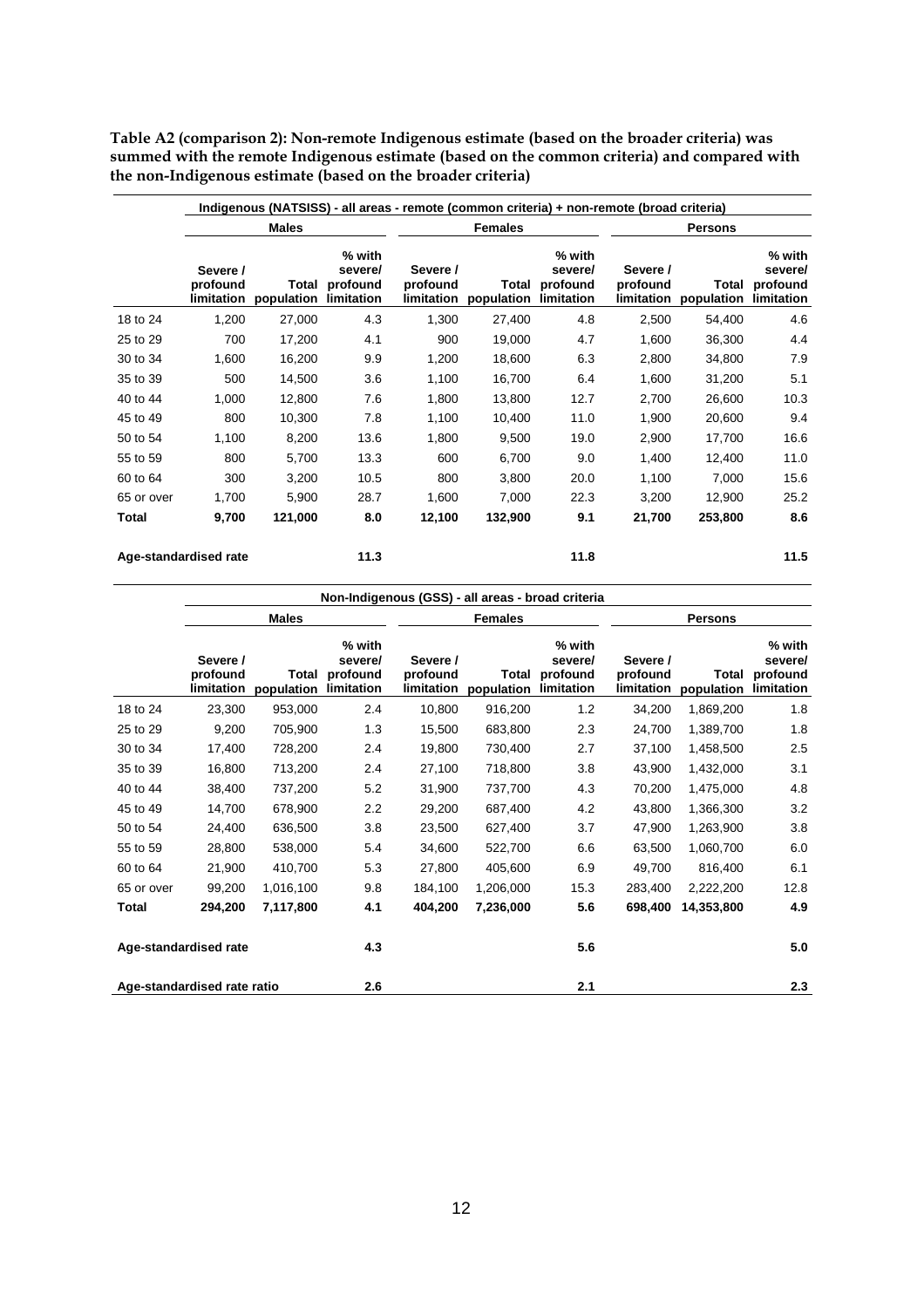**Table A2 (comparison 2): Non-remote Indigenous estimate (based on the broader criteria) was summed with the remote Indigenous estimate (based on the common criteria) and compared with the non-Indigenous estimate (based on the broader criteria)**

| | Indigenous (NATSISS) - all areas - remote (common criteria) + non-remote (broad criteria) | | | | | | | | |
|---|---|---|---|---|---|---|---|---|---|
| | Males | | | Females | | | Persons | | |
| | Severe / profound limitation | Total population | % with severe/ profound limitation | Severe / profound limitation | Total population | % with severe/ profound limitation | Severe / profound limitation | Total population | % with severe/ profound limitation |
| 18 to 24 | 1,200 | 27,000 | 4.3 | 1,300 | 27,400 | 4.8 | 2,500 | 54,400 | 4.6 |
| 25 to 29 | 700 | 17,200 | 4.1 | 900 | 19,000 | 4.7 | 1,600 | 36,300 | 4.4 |
| 30 to 34 | 1,600 | 16,200 | 9.9 | 1,200 | 18,600 | 6.3 | 2,800 | 34,800 | 7.9 |
| 35 to 39 | 500 | 14,500 | 3.6 | 1,100 | 16,700 | 6.4 | 1,600 | 31,200 | 5.1 |
| 40 to 44 | 1,000 | 12,800 | 7.6 | 1,800 | 13,800 | 12.7 | 2,700 | 26,600 | 10.3 |
| 45 to 49 | 800 | 10,300 | 7.8 | 1,100 | 10,400 | 11.0 | 1,900 | 20,600 | 9.4 |
| 50 to 54 | 1,100 | 8,200 | 13.6 | 1,800 | 9,500 | 19.0 | 2,900 | 17,700 | 16.6 |
| 55 to 59 | 800 | 5,700 | 13.3 | 600 | 6,700 | 9.0 | 1,400 | 12,400 | 11.0 |
| 60 to 64 | 300 | 3,200 | 10.5 | 800 | 3,800 | 20.0 | 1,100 | 7,000 | 15.6 |
| 65 or over | 1,700 | 5,900 | 28.7 | 1,600 | 7,000 | 22.3 | 3,200 | 12,900 | 25.2 |
| **Total** | **9,700** | **121,000** | **8.0** | **12,100** | **132,900** | **9.1** | **21,700** | **253,800** | **8.6** |
| **Age-standardised rate** | | | **11.3** | | | **11.8** | | | **11.5** |

| | Non-Indigenous (GSS) - all areas - broad criteria | | | | | | | | |
|---|---|---|---|---|---|---|---|---|---|
| | Males | | | Females | | | Persons | | |
| | Severe / profound limitation | Total population | % with severe/ profound limitation | Severe / profound limitation | Total population | % with severe/ profound limitation | Severe / profound limitation | Total population | % with severe/ profound limitation |
| 18 to 24 | 23,300 | 953,000 | 2.4 | 10,800 | 916,200 | 1.2 | 34,200 | 1,869,200 | 1.8 |
| 25 to 29 | 9,200 | 705,900 | 1.3 | 15,500 | 683,800 | 2.3 | 24,700 | 1,389,700 | 1.8 |
| 30 to 34 | 17,400 | 728,200 | 2.4 | 19,800 | 730,400 | 2.7 | 37,100 | 1,458,500 | 2.5 |
| 35 to 39 | 16,800 | 713,200 | 2.4 | 27,100 | 718,800 | 3.8 | 43,900 | 1,432,000 | 3.1 |
| 40 to 44 | 38,400 | 737,200 | 5.2 | 31,900 | 737,700 | 4.3 | 70,200 | 1,475,000 | 4.8 |
| 45 to 49 | 14,700 | 678,900 | 2.2 | 29,200 | 687,400 | 4.2 | 43,800 | 1,366,300 | 3.2 |
| 50 to 54 | 24,400 | 636,500 | 3.8 | 23,500 | 627,400 | 3.7 | 47,900 | 1,263,900 | 3.8 |
| 55 to 59 | 28,800 | 538,000 | 5.4 | 34,600 | 522,700 | 6.6 | 63,500 | 1,060,700 | 6.0 |
| 60 to 64 | 21,900 | 410,700 | 5.3 | 27,800 | 405,600 | 6.9 | 49,700 | 816,400 | 6.1 |
| 65 or over | 99,200 | 1,016,100 | 9.8 | 184,100 | 1,206,000 | 15.3 | 283,400 | 2,222,200 | 12.8 |
| **Total** | **294,200** | **7,117,800** | **4.1** | **404,200** | **7,236,000** | **5.6** | **698,400** | **14,353,800** | **4.9** |
| **Age-standardised rate** | | | **4.3** | | | **5.6** | | | **5.0** |
| **Age-standardised rate ratio** | | | **2.6** | | | **2.1** | | | **2.3** |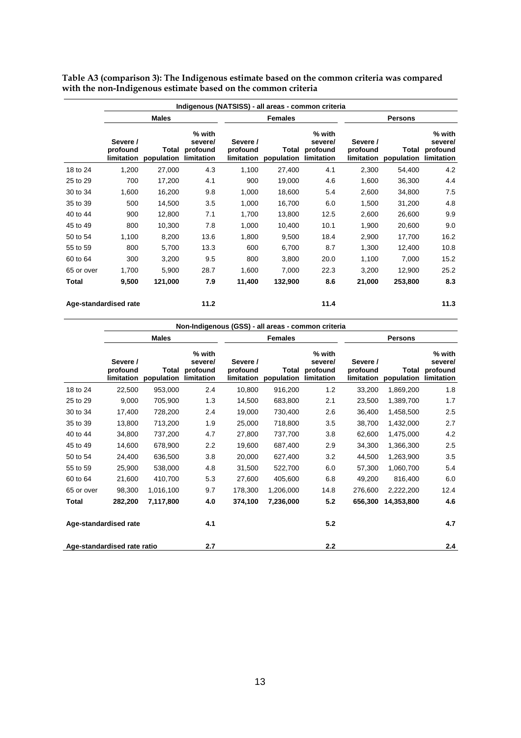**Table A3 (comparison 3): The Indigenous estimate based on the common criteria was compared with the non-Indigenous estimate based on the common criteria**

| | Indigenous (NATSISS) - all areas - common criteria | | | | | | | | |
|---|---|---|---|---|---|---|---|---|---|
| | Males | | | Females | | | Persons | | |
| | Severe / profound limitation | Total population | % with severe/ profound limitation | Severe / profound limitation | Total population | % with severe/ profound limitation | Severe / profound limitation | Total population | % with severe/ profound limitation |
| 18 to 24 | 1,200 | 27,000 | 4.3 | 1,100 | 27,400 | 4.1 | 2,300 | 54,400 | 4.2 |
| 25 to 29 | 700 | 17,200 | 4.1 | 900 | 19,000 | 4.6 | 1,600 | 36,300 | 4.4 |
| 30 to 34 | 1,600 | 16,200 | 9.8 | 1,000 | 18,600 | 5.4 | 2,600 | 34,800 | 7.5 |
| 35 to 39 | 500 | 14,500 | 3.5 | 1,000 | 16,700 | 6.0 | 1,500 | 31,200 | 4.8 |
| 40 to 44 | 900 | 12,800 | 7.1 | 1,700 | 13,800 | 12.5 | 2,600 | 26,600 | 9.9 |
| 45 to 49 | 800 | 10,300 | 7.8 | 1,000 | 10,400 | 10.1 | 1,900 | 20,600 | 9.0 |
| 50 to 54 | 1,100 | 8,200 | 13.6 | 1,800 | 9,500 | 18.4 | 2,900 | 17,700 | 16.2 |
| 55 to 59 | 800 | 5,700 | 13.3 | 600 | 6,700 | 8.7 | 1,300 | 12,400 | 10.8 |
| 60 to 64 | 300 | 3,200 | 9.5 | 800 | 3,800 | 20.0 | 1,100 | 7,000 | 15.2 |
| 65 or over | 1,700 | 5,900 | 28.7 | 1,600 | 7,000 | 22.3 | 3,200 | 12,900 | 25.2 |
| **Total** | **9,500** | **121,000** | **7.9** | **11,400** | **132,900** | **8.6** | **21,000** | **253,800** | **8.3** |
| **Age-standardised rate** | | | **11.2** | | | **11.4** | | | **11.3** |

| | Non-Indigenous (GSS) - all areas - common criteria | | | | | | | | |
|---|---|---|---|---|---|---|---|---|---|
| | Males | | | Females | | | Persons | | |
| | Severe / profound limitation | Total population | % with severe/ profound limitation | Severe / profound limitation | Total population | % with severe/ profound limitation | Severe / profound limitation | Total population | % with severe/ profound limitation |
| 18 to 24 | 22,500 | 953,000 | 2.4 | 10,800 | 916,200 | 1.2 | 33,200 | 1,869,200 | 1.8 |
| 25 to 29 | 9,000 | 705,900 | 1.3 | 14,500 | 683,800 | 2.1 | 23,500 | 1,389,700 | 1.7 |
| 30 to 34 | 17,400 | 728,200 | 2.4 | 19,000 | 730,400 | 2.6 | 36,400 | 1,458,500 | 2.5 |
| 35 to 39 | 13,800 | 713,200 | 1.9 | 25,000 | 718,800 | 3.5 | 38,700 | 1,432,000 | 2.7 |
| 40 to 44 | 34,800 | 737,200 | 4.7 | 27,800 | 737,700 | 3.8 | 62,600 | 1,475,000 | 4.2 |
| 45 to 49 | 14,600 | 678,900 | 2.2 | 19,600 | 687,400 | 2.9 | 34,300 | 1,366,300 | 2.5 |
| 50 to 54 | 24,400 | 636,500 | 3.8 | 20,000 | 627,400 | 3.2 | 44,500 | 1,263,900 | 3.5 |
| 55 to 59 | 25,900 | 538,000 | 4.8 | 31,500 | 522,700 | 6.0 | 57,300 | 1,060,700 | 5.4 |
| 60 to 64 | 21,600 | 410,700 | 5.3 | 27,600 | 405,600 | 6.8 | 49,200 | 816,400 | 6.0 |
| 65 or over | 98,300 | 1,016,100 | 9.7 | 178,300 | 1,206,000 | 14.8 | 276,600 | 2,222,200 | 12.4 |
| **Total** | **282,200** | **7,117,800** | **4.0** | **374,100** | **7,236,000** | **5.2** | **656,300** | **14,353,800** | **4.6** |
| **Age-standardised rate** | | | **4.1** | | | **5.2** | | | **4.7** |
| **Age-standardised rate ratio** | | | **2.7** | | | **2.2** | | | **2.4** |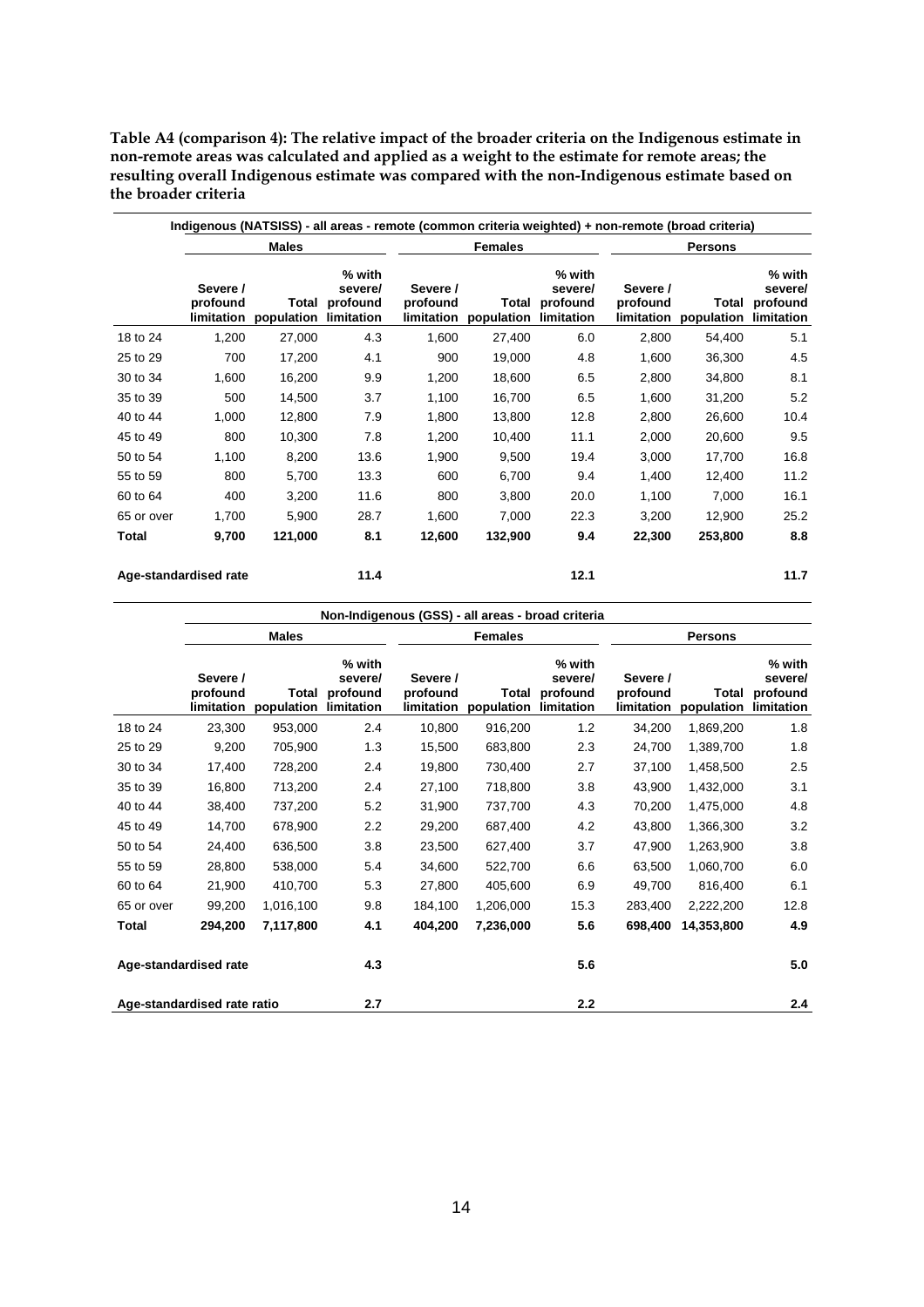**Table A4 (comparison 4): The relative impact of the broader criteria on the Indigenous estimate in non-remote areas was calculated and applied as a weight to the estimate for remote areas; the resulting overall Indigenous estimate was compared with the non-Indigenous estimate based on the broader criteria**

| | Indigenous (NATSISS) - all areas - remote (common criteria weighted) + non-remote (broad criteria) | | | | | | | | |
|---|---|---|---|---|---|---|---|---|---|
| | Males | | | Females | | | Persons | | |
| | Severe / profound limitation | Total population | % with severe/ profound limitation | Severe / profound limitation | Total population | % with severe/ profound limitation | Severe / profound limitation | Total population | % with severe/ profound limitation |
| 18 to 24 | 1,200 | 27,000 | 4.3 | 1,600 | 27,400 | 6.0 | 2,800 | 54,400 | 5.1 |
| 25 to 29 | 700 | 17,200 | 4.1 | 900 | 19,000 | 4.8 | 1,600 | 36,300 | 4.5 |
| 30 to 34 | 1,600 | 16,200 | 9.9 | 1,200 | 18,600 | 6.5 | 2,800 | 34,800 | 8.1 |
| 35 to 39 | 500 | 14,500 | 3.7 | 1,100 | 16,700 | 6.5 | 1,600 | 31,200 | 5.2 |
| 40 to 44 | 1,000 | 12,800 | 7.9 | 1,800 | 13,800 | 12.8 | 2,800 | 26,600 | 10.4 |
| 45 to 49 | 800 | 10,300 | 7.8 | 1,200 | 10,400 | 11.1 | 2,000 | 20,600 | 9.5 |
| 50 to 54 | 1,100 | 8,200 | 13.6 | 1,900 | 9,500 | 19.4 | 3,000 | 17,700 | 16.8 |
| 55 to 59 | 800 | 5,700 | 13.3 | 600 | 6,700 | 9.4 | 1,400 | 12,400 | 11.2 |
| 60 to 64 | 400 | 3,200 | 11.6 | 800 | 3,800 | 20.0 | 1,100 | 7,000 | 16.1 |
| 65 or over | 1,700 | 5,900 | 28.7 | 1,600 | 7,000 | 22.3 | 3,200 | 12,900 | 25.2 |
| **Total** | **9,700** | **121,000** | **8.1** | **12,600** | **132,900** | **9.4** | **22,300** | **253,800** | **8.8** |
| **Age-standardised rate** | | | **11.4** | | | **12.1** | | | **11.7** |

| | Non-Indigenous (GSS) - all areas - broad criteria | | | | | | | | |
|---|---|---|---|---|---|---|---|---|---|
| | Males | | | Females | | | Persons | | |
| | Severe / profound limitation | Total population | % with severe/ profound limitation | Severe / profound limitation | Total population | % with severe/ profound limitation | Severe / profound limitation | Total population | % with severe/ profound limitation |
| 18 to 24 | 23,300 | 953,000 | 2.4 | 10,800 | 916,200 | 1.2 | 34,200 | 1,869,200 | 1.8 |
| 25 to 29 | 9,200 | 705,900 | 1.3 | 15,500 | 683,800 | 2.3 | 24,700 | 1,389,700 | 1.8 |
| 30 to 34 | 17,400 | 728,200 | 2.4 | 19,800 | 730,400 | 2.7 | 37,100 | 1,458,500 | 2.5 |
| 35 to 39 | 16,800 | 713,200 | 2.4 | 27,100 | 718,800 | 3.8 | 43,900 | 1,432,000 | 3.1 |
| 40 to 44 | 38,400 | 737,200 | 5.2 | 31,900 | 737,700 | 4.3 | 70,200 | 1,475,000 | 4.8 |
| 45 to 49 | 14,700 | 678,900 | 2.2 | 29,200 | 687,400 | 4.2 | 43,800 | 1,366,300 | 3.2 |
| 50 to 54 | 24,400 | 636,500 | 3.8 | 23,500 | 627,400 | 3.7 | 47,900 | 1,263,900 | 3.8 |
| 55 to 59 | 28,800 | 538,000 | 5.4 | 34,600 | 522,700 | 6.6 | 63,500 | 1,060,700 | 6.0 |
| 60 to 64 | 21,900 | 410,700 | 5.3 | 27,800 | 405,600 | 6.9 | 49,700 | 816,400 | 6.1 |
| 65 or over | 99,200 | 1,016,100 | 9.8 | 184,100 | 1,206,000 | 15.3 | 283,400 | 2,222,200 | 12.8 |
| **Total** | **294,200** | **7,117,800** | **4.1** | **404,200** | **7,236,000** | **5.6** | **698,400** | **14,353,800** | **4.9** |
| **Age-standardised rate** | | | **4.3** | | | **5.6** | | | **5.0** |
| **Age-standardised rate ratio** | | | **2.7** | | | **2.2** | | | **2.4** |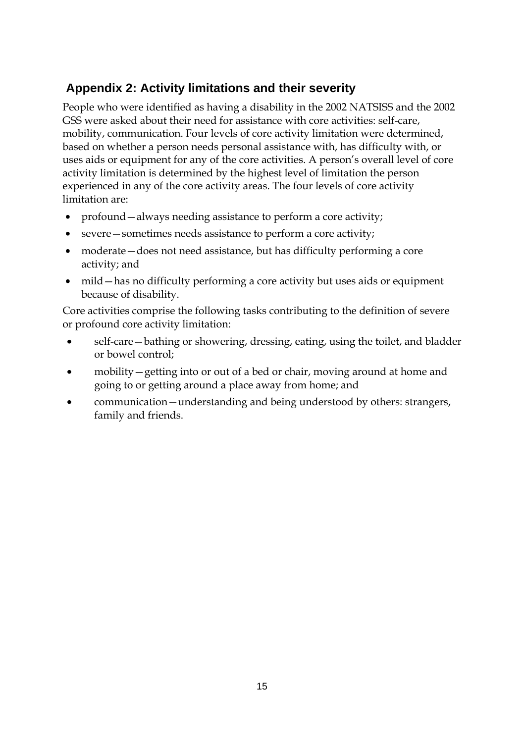## Appendix 2: Activity limitations and their severity

People who were identified as having a disability in the 2002 NATSISS and the 2002 GSS were asked about their need for assistance with core activities: self-care, mobility, communication. Four levels of core activity limitation were determined, based on whether a person needs personal assistance with, has difficulty with, or uses aids or equipment for any of the core activities. A person's overall level of core activity limitation is determined by the highest level of limitation the person experienced in any of the core activity areas. The four levels of core activity limitation are:

- profound—always needing assistance to perform a core activity;
- severe—sometimes needs assistance to perform a core activity;
- moderate—does not need assistance, but has difficulty performing a core activity; and
- mild—has no difficulty performing a core activity but uses aids or equipment because of disability.

Core activities comprise the following tasks contributing to the definition of severe or profound core activity limitation:

- self-care—bathing or showering, dressing, eating, using the toilet, and bladder or bowel control;
- mobility—getting into or out of a bed or chair, moving around at home and going to or getting around a place away from home; and
- communication—understanding and being understood by others: strangers, family and friends.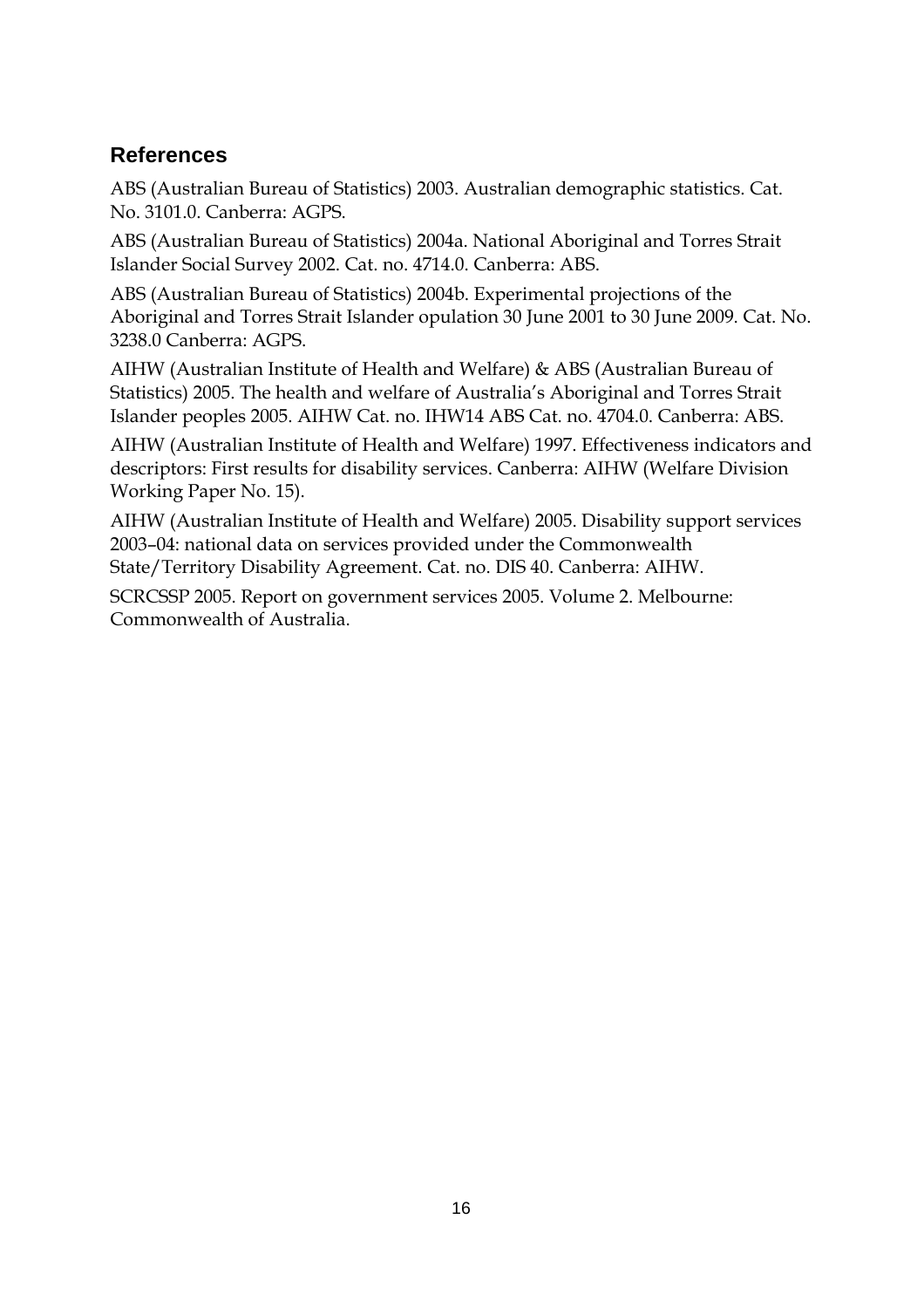## References

ABS (Australian Bureau of Statistics) 2003. Australian demographic statistics. Cat. No. 3101.0. Canberra: AGPS.

ABS (Australian Bureau of Statistics) 2004a. National Aboriginal and Torres Strait Islander Social Survey 2002. Cat. no. 4714.0. Canberra: ABS.

ABS (Australian Bureau of Statistics) 2004b. Experimental projections of the Aboriginal and Torres Strait Islander opulation 30 June 2001 to 30 June 2009. Cat. No. 3238.0 Canberra: AGPS.

AIHW (Australian Institute of Health and Welfare) & ABS (Australian Bureau of Statistics) 2005. The health and welfare of Australia's Aboriginal and Torres Strait Islander peoples 2005. AIHW Cat. no. IHW14 ABS Cat. no. 4704.0. Canberra: ABS.

AIHW (Australian Institute of Health and Welfare) 1997. Effectiveness indicators and descriptors: First results for disability services. Canberra: AIHW (Welfare Division Working Paper No. 15).

AIHW (Australian Institute of Health and Welfare) 2005. Disability support services 2003–04: national data on services provided under the Commonwealth State/Territory Disability Agreement. Cat. no. DIS 40. Canberra: AIHW.

SCRCSSP 2005. Report on government services 2005. Volume 2. Melbourne: Commonwealth of Australia.